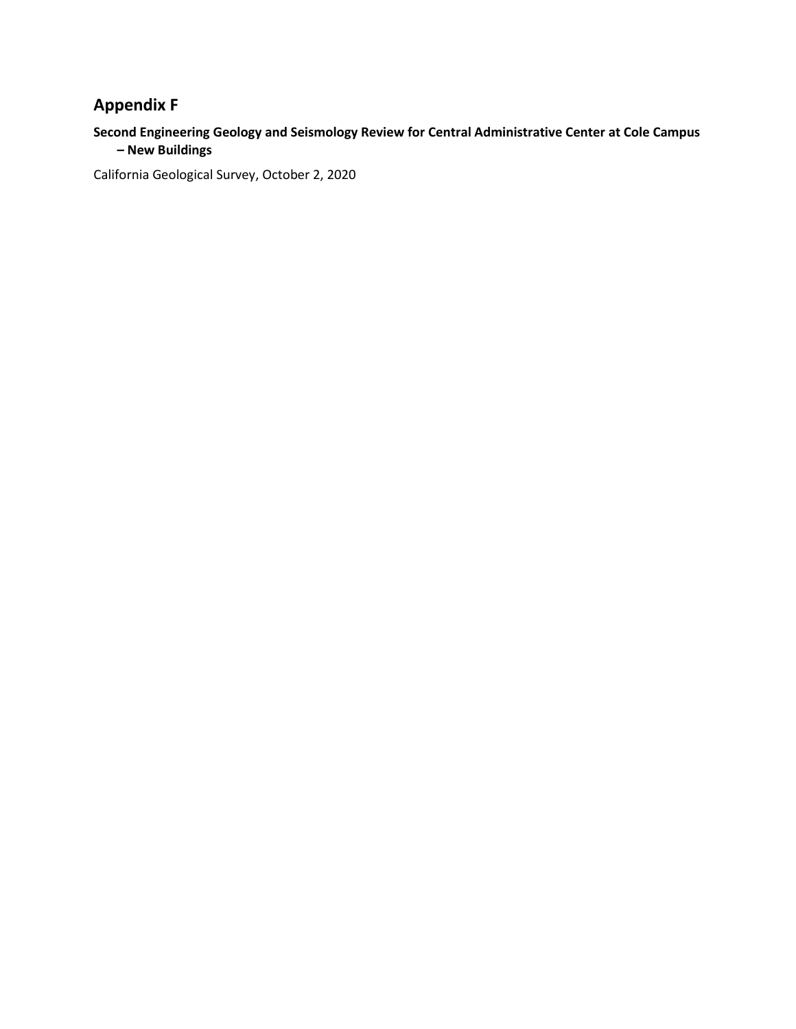# Appendix F

**Second Engineering Geology and Seismology Review for Central Administrative Center at Cole Campus – New Buildings**

California Geological Survey, October 2, 2020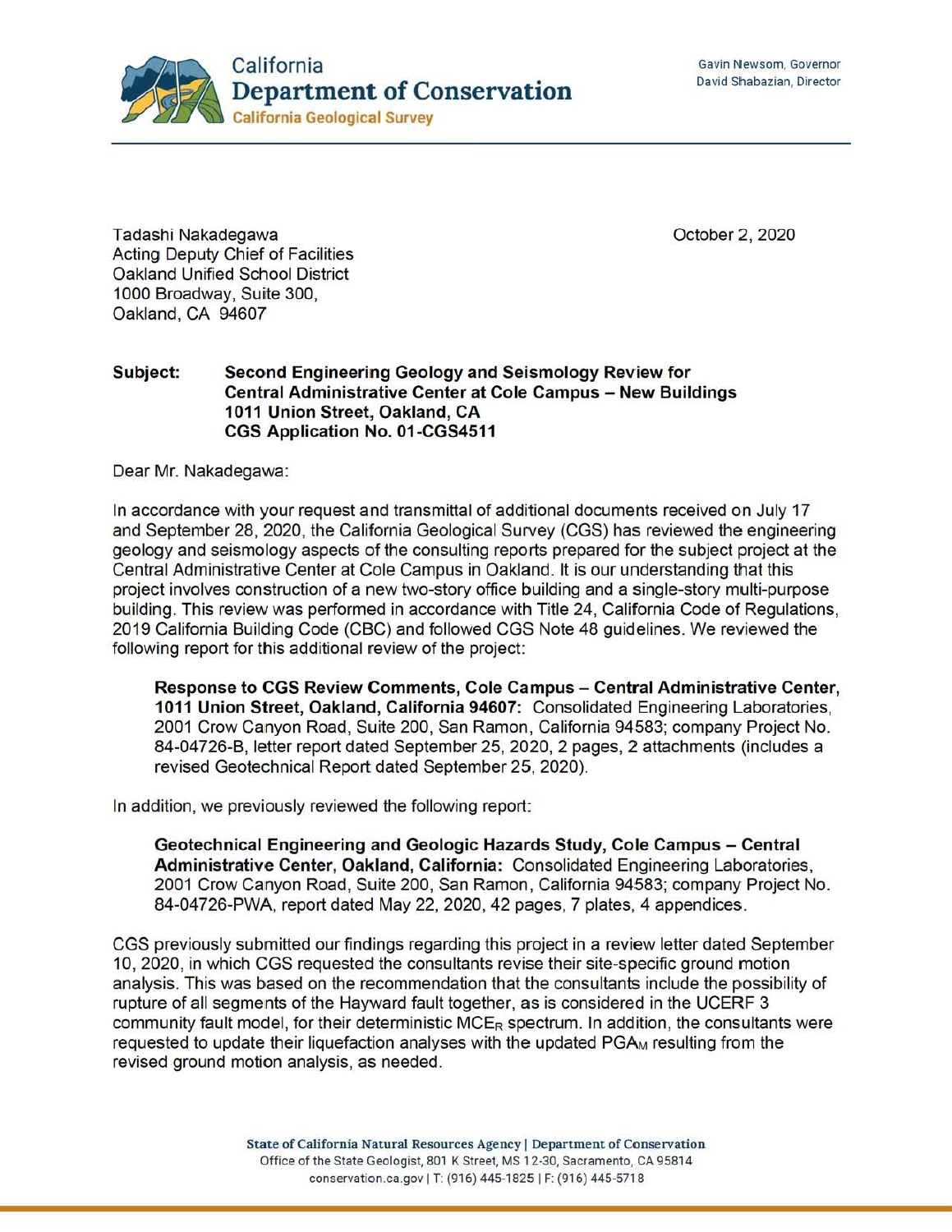Tadashi Nakadegawa
Acting Deputy Chief of Facilities
Oakland Unified School District
1000 Broadway, Suite 300,
Oakland, CA 94607

October 2, 2020

**Subject: Second Engineering Geology and Seismology Review for Central Administrative Center at Cole Campus – New Buildings 1011 Union Street, Oakland, CA CGS Application No. 01-CGS4511**

Dear Mr. Nakadegawa:

In accordance with your request and transmittal of additional documents received on July 17 and September 28, 2020, the California Geological Survey (CGS) has reviewed the engineering geology and seismology aspects of the consulting reports prepared for the subject project at the Central Administrative Center at Cole Campus in Oakland. It is our understanding that this project involves construction of a new two-story office building and a single-story multi-purpose building. This review was performed in accordance with Title 24, California Code of Regulations, 2019 California Building Code (CBC) and followed CGS Note 48 guidelines. We reviewed the following report for this additional review of the project:

> **Response to CGS Review Comments, Cole Campus – Central Administrative Center, 1011 Union Street, Oakland, California 94607:** Consolidated Engineering Laboratories, 2001 Crow Canyon Road, Suite 200, San Ramon, California 94583; company Project No. 84-04726-B, letter report dated September 25, 2020, 2 pages, 2 attachments (includes a revised Geotechnical Report dated September 25, 2020).

In addition, we previously reviewed the following report:

> **Geotechnical Engineering and Geologic Hazards Study, Cole Campus – Central Administrative Center, Oakland, California:** Consolidated Engineering Laboratories, 2001 Crow Canyon Road, Suite 200, San Ramon, California 94583; company Project No. 84-04726-PWA, report dated May 22, 2020, 42 pages, 7 plates, 4 appendices.

CGS previously submitted our findings regarding this project in a review letter dated September 10, 2020, in which CGS requested the consultants revise their site-specific ground motion analysis. This was based on the recommendation that the consultants include the possibility of rupture of all segments of the Hayward fault together, as is considered in the UCERF 3 community fault model, for their deterministic $MCE_R$ spectrum. In addition, the consultants were requested to update their liquefaction analyses with the updated $PGA_M$ resulting from the revised ground motion analysis, as needed.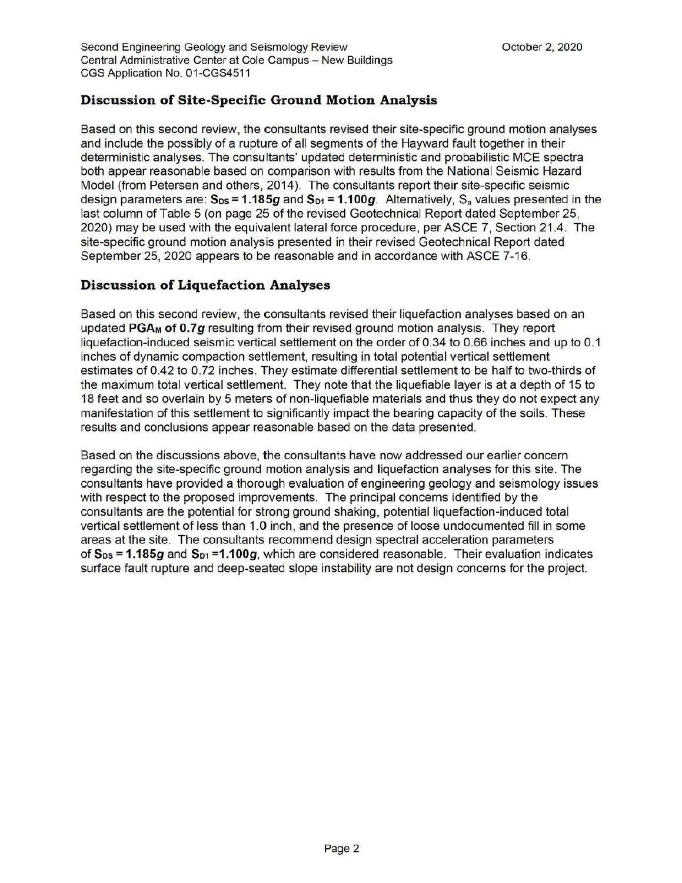## Discussion of Site-Specific Ground Motion Analysis

Based on this second review, the consultants revised their site-specific ground motion analyses and include the possibly of a rupture of all segments of the Hayward fault together in their deterministic analyses. The consultants' updated deterministic and probabilistic MCE spectra both appear reasonable based on comparison with results from the National Seismic Hazard Model (from Petersen and others, 2014). The consultants report their site-specific seismic design parameters are: **$S_{DS}$ = 1.185*g*** and **$S_{D1}$ = 1.100*g***. Alternatively, $S_a$ values presented in the last column of Table 5 (on page 25 of the revised Geotechnical Report dated September 25, 2020) may be used with the equivalent lateral force procedure, per ASCE 7, Section 21.4. The site-specific ground motion analysis presented in their revised Geotechnical Report dated September 25, 2020 appears to be reasonable and in accordance with ASCE 7-16.

## Discussion of Liquefaction Analyses

Based on this second review, the consultants revised their liquefaction analyses based on an updated **$PGA_M$ of 0.7*g*** resulting from their revised ground motion analysis. They report liquefaction-induced seismic vertical settlement on the order of 0.34 to 0.66 inches and up to 0.1 inches of dynamic compaction settlement, resulting in total potential vertical settlement estimates of 0.42 to 0.72 inches. They estimate differential settlement to be half to two-thirds of the maximum total vertical settlement. They note that the liquefiable layer is at a depth of 15 to 18 feet and so overlain by 5 meters of non-liquefiable materials and thus they do not expect any manifestation of this settlement to significantly impact the bearing capacity of the soils. These results and conclusions appear reasonable based on the data presented.

Based on the discussions above, the consultants have now addressed our earlier concern regarding the site-specific ground motion analysis and liquefaction analyses for this site. The consultants have provided a thorough evaluation of engineering geology and seismology issues with respect to the proposed improvements. The principal concerns identified by the consultants are the potential for strong ground shaking, potential liquefaction-induced total vertical settlement of less than 1.0 inch, and the presence of loose undocumented fill in some areas at the site. The consultants recommend design spectral acceleration parameters of **$S_{DS}$ = 1.185*g*** and **$S_{D1}$ =1.100*g***, which are considered reasonable. Their evaluation indicates surface fault rupture and deep-seated slope instability are not design concerns for the project.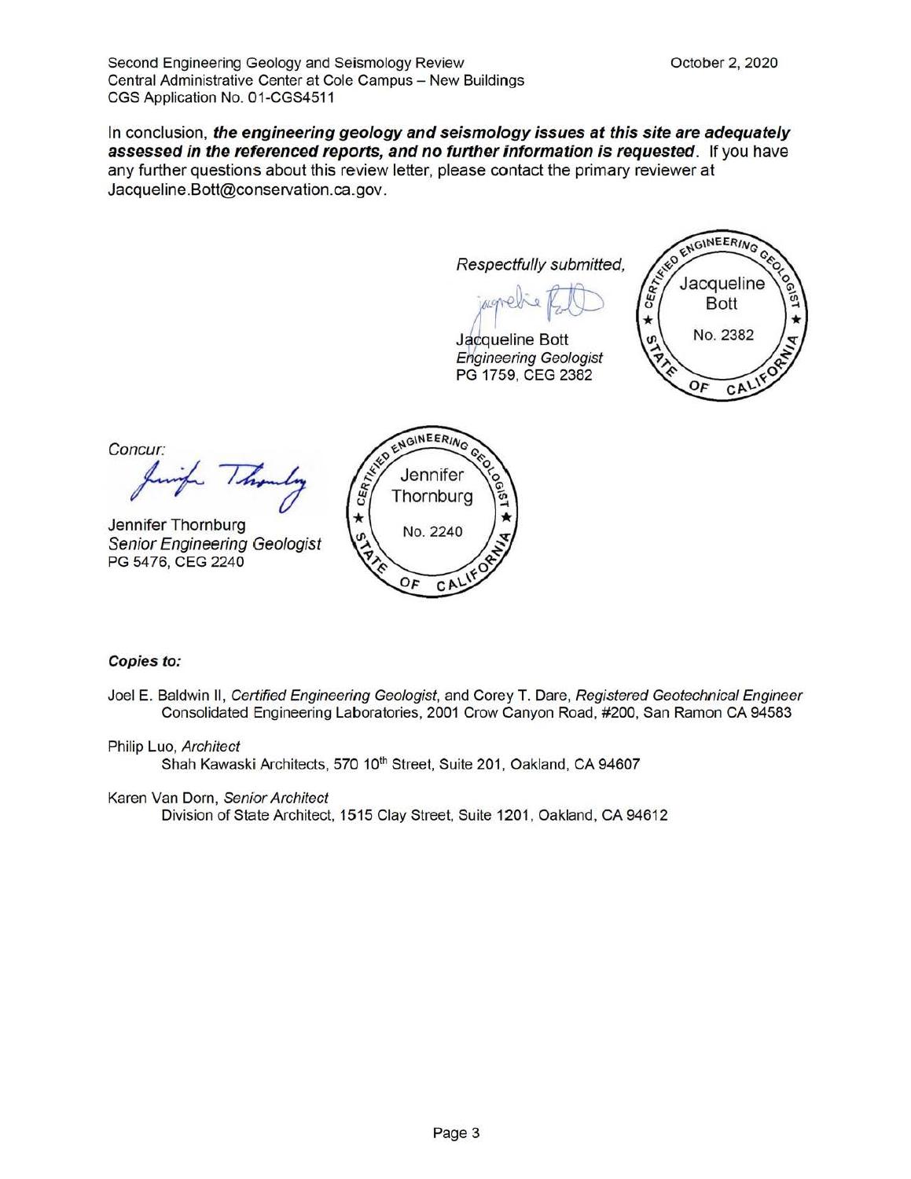In conclusion, ***the engineering geology and seismology issues at this site are adequately assessed in the referenced reports, and no further information is requested***. If you have any further questions about this review letter, please contact the primary reviewer at Jacqueline.Bott@conservation.ca.gov.

*Respectfully submitted,*

Jacqueline Bott
*Engineering Geologist*
PG 1759, CEG 2382

CERTIFIED ENGINEERING GEOLOGIST
Jacqueline Bott
No. 2382
STATE OF CALIFORNIA

*Concur:*

Jennifer Thornburg
*Senior Engineering Geologist*
PG 5476, CEG 2240

CERTIFIED ENGINEERING GEOLOGIST
Jennifer Thornburg
No. 2240
STATE OF CALIFORNIA

***Copies to:***

Joel E. Baldwin II, *Certified Engineering Geologist*, and Corey T. Dare, *Registered Geotechnical Engineer*
Consolidated Engineering Laboratories, 2001 Crow Canyon Road, #200, San Ramon CA 94583

Philip Luo, *Architect*
Shah Kawaski Architects, 570 10th Street, Suite 201, Oakland, CA 94607

Karen Van Dorn, *Senior Architect*
Division of State Architect, 1515 Clay Street, Suite 1201, Oakland, CA 94612